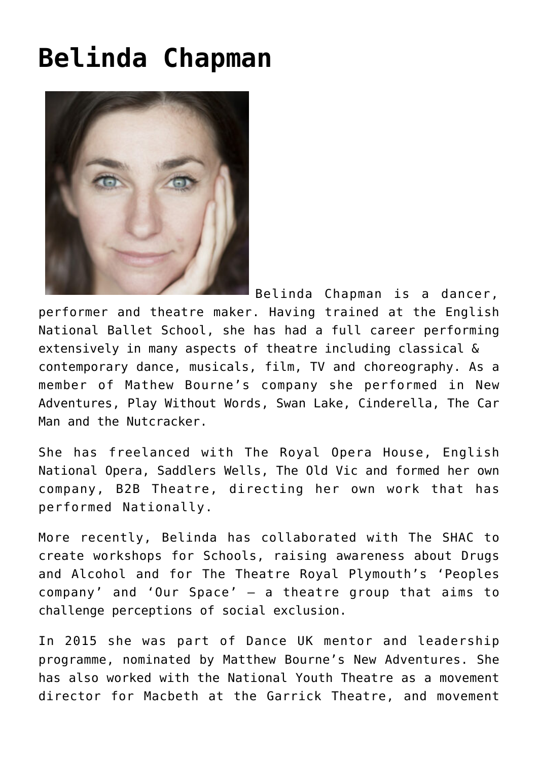# Belinda Chapman

Belinda Chapman is a dancer, performer and theatre maker. Having trained at the English National Ballet School, she has had a full career performing extensively in many aspects of theatre including classical & contemporary dance, musicals, film, TV and choreography. As a member of Mathew Bourne's company she performed in New Adventures, Play Without Words, Swan Lake, Cinderella, The Car Man and the Nutcracker.

She has freelanced with The Royal Opera House, English National Opera, Saddlers Wells, The Old Vic and formed her own company, B2B Theatre, directing her own work that has performed Nationally.

More recently, Belinda has collaborated with The SHAC to create workshops for Schools, raising awareness about Drugs and Alcohol and for The Theatre Royal Plymouth's 'Peoples company' and 'Our Space' – a theatre group that aims to challenge perceptions of social exclusion.

In 2015 she was part of Dance UK mentor and leadership programme, nominated by Matthew Bourne's New Adventures. She has also worked with the National Youth Theatre as a movement director for Macbeth at the Garrick Theatre, and movement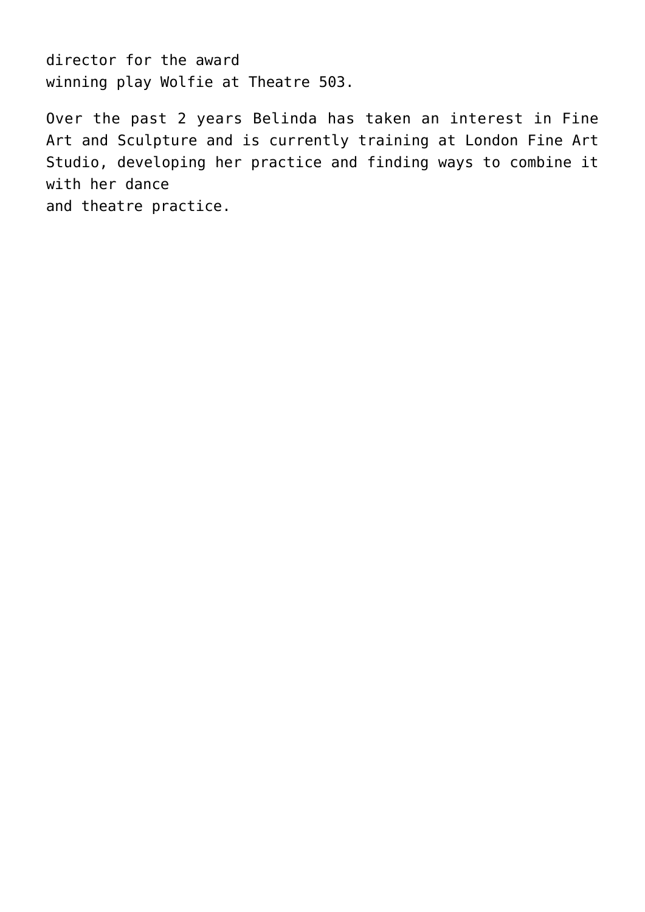director for the award winning play Wolfie at Theatre 503.

Over the past 2 years Belinda has taken an interest in Fine Art and Sculpture and is currently training at London Fine Art Studio, developing her practice and finding ways to combine it with her dance and theatre practice.